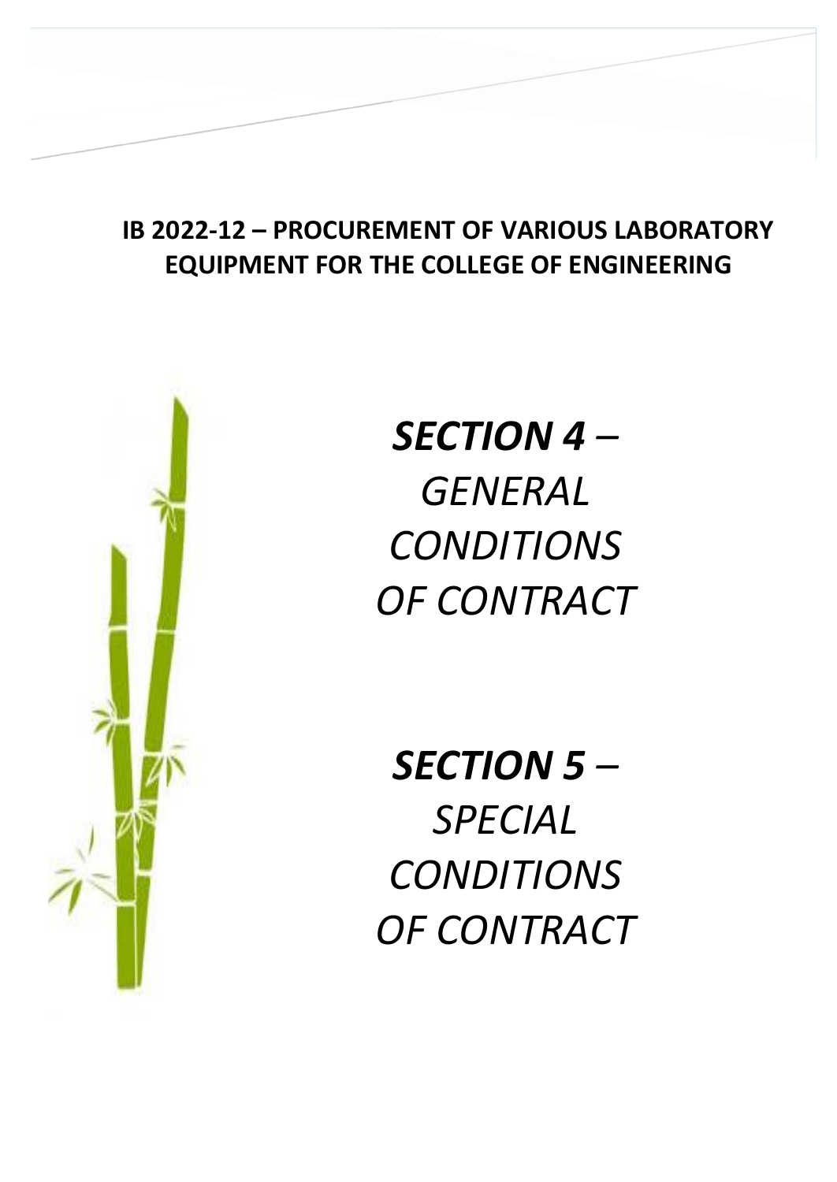**IB 2022-12 – PROCUREMENT OF VARIOUS LABORATORY EQUIPMENT FOR THE COLLEGE OF ENGINEERING**

# ***SECTION 4*** *– GENERAL CONDITIONS OF CONTRACT*

# ***SECTION 5*** *– SPECIAL CONDITIONS OF CONTRACT*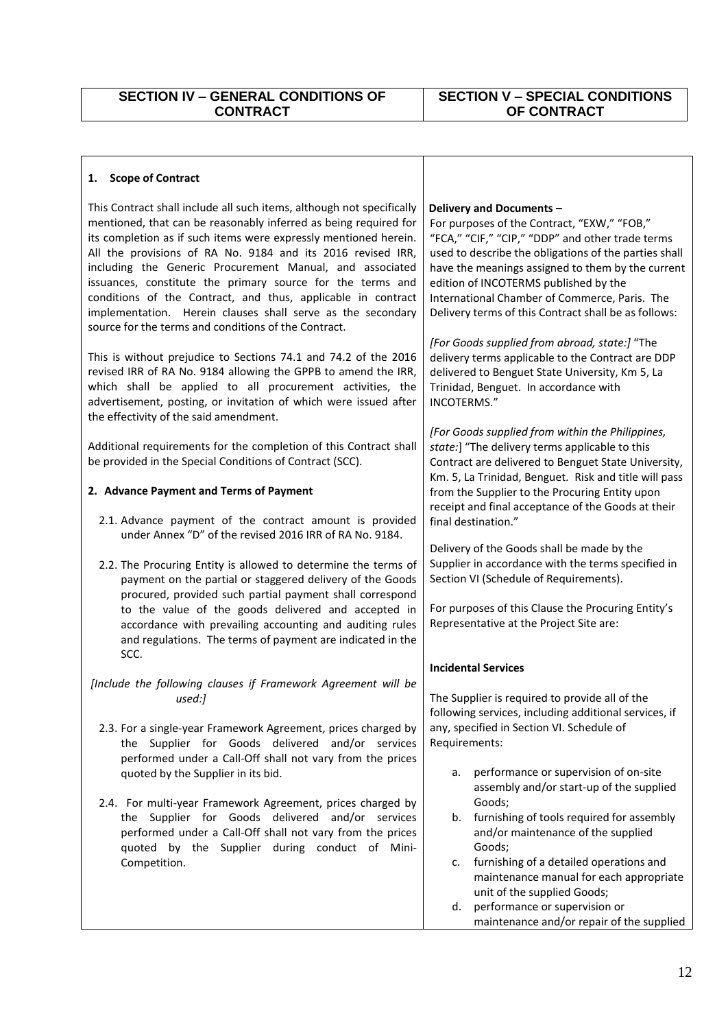| SECTION IV – GENERAL CONDITIONS OF CONTRACT | SECTION V – SPECIAL CONDITIONS OF CONTRACT |
|---|---|

**1. Scope of Contract**

This Contract shall include all such items, although not specifically mentioned, that can be reasonably inferred as being required for its completion as if such items were expressly mentioned herein. All the provisions of RA No. 9184 and its 2016 revised IRR, including the Generic Procurement Manual, and associated issuances, constitute the primary source for the terms and conditions of the Contract, and thus, applicable in contract implementation. Herein clauses shall serve as the secondary source for the terms and conditions of the Contract.

This is without prejudice to Sections 74.1 and 74.2 of the 2016 revised IRR of RA No. 9184 allowing the GPPB to amend the IRR, which shall be applied to all procurement activities, the advertisement, posting, or invitation of which were issued after the effectivity of the said amendment.

Additional requirements for the completion of this Contract shall be provided in the Special Conditions of Contract (SCC).

**2. Advance Payment and Terms of Payment**

2.1. Advance payment of the contract amount is provided under Annex "D" of the revised 2016 IRR of RA No. 9184.

2.2. The Procuring Entity is allowed to determine the terms of payment on the partial or staggered delivery of the Goods procured, provided such partial payment shall correspond to the value of the goods delivered and accepted in accordance with prevailing accounting and auditing rules and regulations. The terms of payment are indicated in the SCC.

*[Include the following clauses if Framework Agreement will be used:]*

2.3. For a single-year Framework Agreement, prices charged by the Supplier for Goods delivered and/or services performed under a Call-Off shall not vary from the prices quoted by the Supplier in its bid.

2.4. For multi-year Framework Agreement, prices charged by the Supplier for Goods delivered and/or services performed under a Call-Off shall not vary from the prices quoted by the Supplier during conduct of Mini-Competition.

**Delivery and Documents –**
For purposes of the Contract, "EXW," "FOB," "FCA," "CIF," "CIP," "DDP" and other trade terms used to describe the obligations of the parties shall have the meanings assigned to them by the current edition of INCOTERMS published by the International Chamber of Commerce, Paris. The Delivery terms of this Contract shall be as follows:

*[For Goods supplied from abroad, state:]* "The delivery terms applicable to the Contract are DDP delivered to Benguet State University, Km 5, La Trinidad, Benguet. In accordance with INCOTERMS."

*[For Goods supplied from within the Philippines, state:*] "The delivery terms applicable to this Contract are delivered to Benguet State University, Km. 5, La Trinidad, Benguet. Risk and title will pass from the Supplier to the Procuring Entity upon receipt and final acceptance of the Goods at their final destination."

Delivery of the Goods shall be made by the Supplier in accordance with the terms specified in Section VI (Schedule of Requirements).

For purposes of this Clause the Procuring Entity's Representative at the Project Site are:

**Incidental Services**

The Supplier is required to provide all of the following services, including additional services, if any, specified in Section VI. Schedule of Requirements:

a. performance or supervision of on-site assembly and/or start-up of the supplied Goods;
b. furnishing of tools required for assembly and/or maintenance of the supplied Goods;
c. furnishing of a detailed operations and maintenance manual for each appropriate unit of the supplied Goods;
d. performance or supervision or maintenance and/or repair of the supplied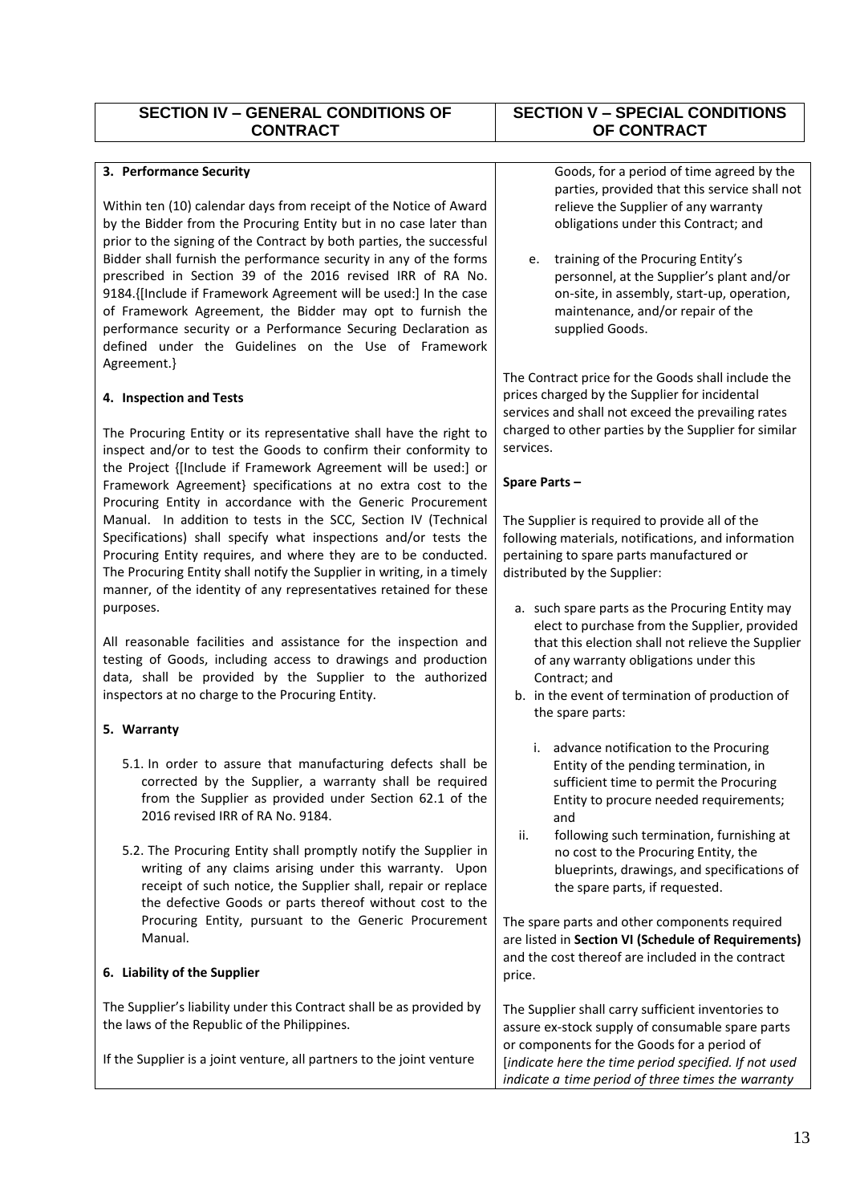| SECTION IV – GENERAL CONDITIONS OF CONTRACT | SECTION V – SPECIAL CONDITIONS OF CONTRACT |
|---|---|

**3. Performance Security**

Within ten (10) calendar days from receipt of the Notice of Award by the Bidder from the Procuring Entity but in no case later than prior to the signing of the Contract by both parties, the successful Bidder shall furnish the performance security in any of the forms prescribed in Section 39 of the 2016 revised IRR of RA No. 9184.{[Include if Framework Agreement will be used:] In the case of Framework Agreement, the Bidder may opt to furnish the performance security or a Performance Securing Declaration as defined under the Guidelines on the Use of Framework Agreement.}

**4. Inspection and Tests**

The Procuring Entity or its representative shall have the right to inspect and/or to test the Goods to confirm their conformity to the Project {[Include if Framework Agreement will be used:] or Framework Agreement} specifications at no extra cost to the Procuring Entity in accordance with the Generic Procurement Manual. In addition to tests in the SCC, Section IV (Technical Specifications) shall specify what inspections and/or tests the Procuring Entity requires, and where they are to be conducted. The Procuring Entity shall notify the Supplier in writing, in a timely manner, of the identity of any representatives retained for these purposes.

All reasonable facilities and assistance for the inspection and testing of Goods, including access to drawings and production data, shall be provided by the Supplier to the authorized inspectors at no charge to the Procuring Entity.

**5. Warranty**

5.1. In order to assure that manufacturing defects shall be corrected by the Supplier, a warranty shall be required from the Supplier as provided under Section 62.1 of the 2016 revised IRR of RA No. 9184.

5.2. The Procuring Entity shall promptly notify the Supplier in writing of any claims arising under this warranty. Upon receipt of such notice, the Supplier shall, repair or replace the defective Goods or parts thereof without cost to the Procuring Entity, pursuant to the Generic Procurement Manual.

**6. Liability of the Supplier**

The Supplier's liability under this Contract shall be as provided by the laws of the Republic of the Philippines.

If the Supplier is a joint venture, all partners to the joint venture

---

Goods, for a period of time agreed by the parties, provided that this service shall not relieve the Supplier of any warranty obligations under this Contract; and

e. training of the Procuring Entity's personnel, at the Supplier's plant and/or on-site, in assembly, start-up, operation, maintenance, and/or repair of the supplied Goods.

The Contract price for the Goods shall include the prices charged by the Supplier for incidental services and shall not exceed the prevailing rates charged to other parties by the Supplier for similar services.

**Spare Parts –**

The Supplier is required to provide all of the following materials, notifications, and information pertaining to spare parts manufactured or distributed by the Supplier:

a. such spare parts as the Procuring Entity may elect to purchase from the Supplier, provided that this election shall not relieve the Supplier of any warranty obligations under this Contract; and
b. in the event of termination of production of the spare parts:
   i. advance notification to the Procuring Entity of the pending termination, in sufficient time to permit the Procuring Entity to procure needed requirements; and
   ii. following such termination, furnishing at no cost to the Procuring Entity, the blueprints, drawings, and specifications of the spare parts, if requested.

The spare parts and other components required are listed in **Section VI (Schedule of Requirements)** and the cost thereof are included in the contract price.

The Supplier shall carry sufficient inventories to assure ex-stock supply of consumable spare parts or components for the Goods for a period of [*indicate here the time period specified. If not used indicate a time period of three times the warranty*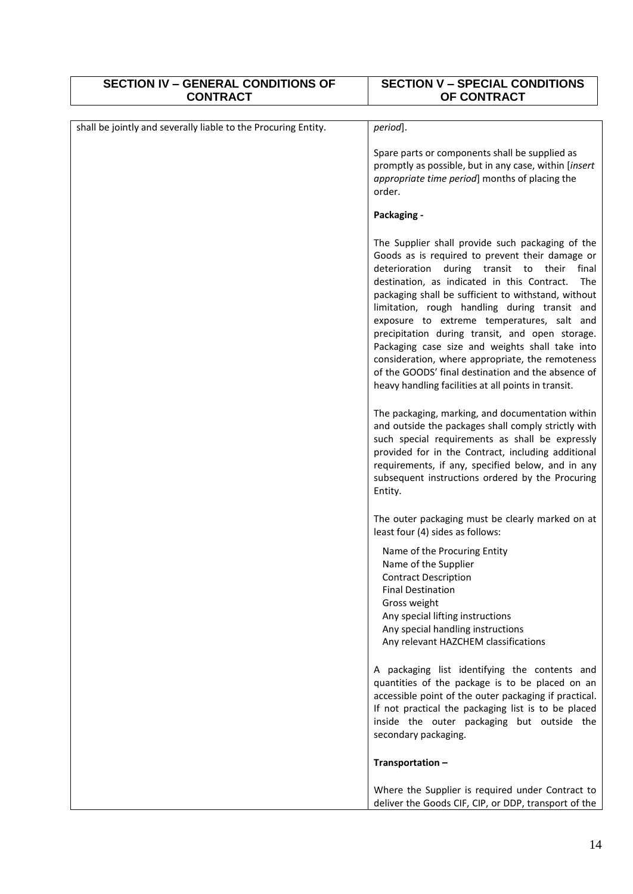| SECTION IV – GENERAL CONDITIONS OF CONTRACT | SECTION V – SPECIAL CONDITIONS OF CONTRACT |
| --- | --- |
| shall be jointly and severally liable to the Procuring Entity. | *period*].<br><br>Spare parts or components shall be supplied as promptly as possible, but in any case, within [*insert appropriate time period*] months of placing the order.<br><br>**Packaging -**<br><br>The Supplier shall provide such packaging of the Goods as is required to prevent their damage or deterioration during transit to their final destination, as indicated in this Contract. The packaging shall be sufficient to withstand, without limitation, rough handling during transit and exposure to extreme temperatures, salt and precipitation during transit, and open storage. Packaging case size and weights shall take into consideration, where appropriate, the remoteness of the GOODS' final destination and the absence of heavy handling facilities at all points in transit.<br><br>The packaging, marking, and documentation within and outside the packages shall comply strictly with such special requirements as shall be expressly provided for in the Contract, including additional requirements, if any, specified below, and in any subsequent instructions ordered by the Procuring Entity.<br><br>The outer packaging must be clearly marked on at least four (4) sides as follows:<br><br>Name of the Procuring Entity<br>Name of the Supplier<br>Contract Description<br>Final Destination<br>Gross weight<br>Any special lifting instructions<br>Any special handling instructions<br>Any relevant HAZCHEM classifications<br><br>A packaging list identifying the contents and quantities of the package is to be placed on an accessible point of the outer packaging if practical. If not practical the packaging list is to be placed inside the outer packaging but outside the secondary packaging.<br><br>**Transportation –**<br><br>Where the Supplier is required under Contract to deliver the Goods CIF, CIP, or DDP, transport of the |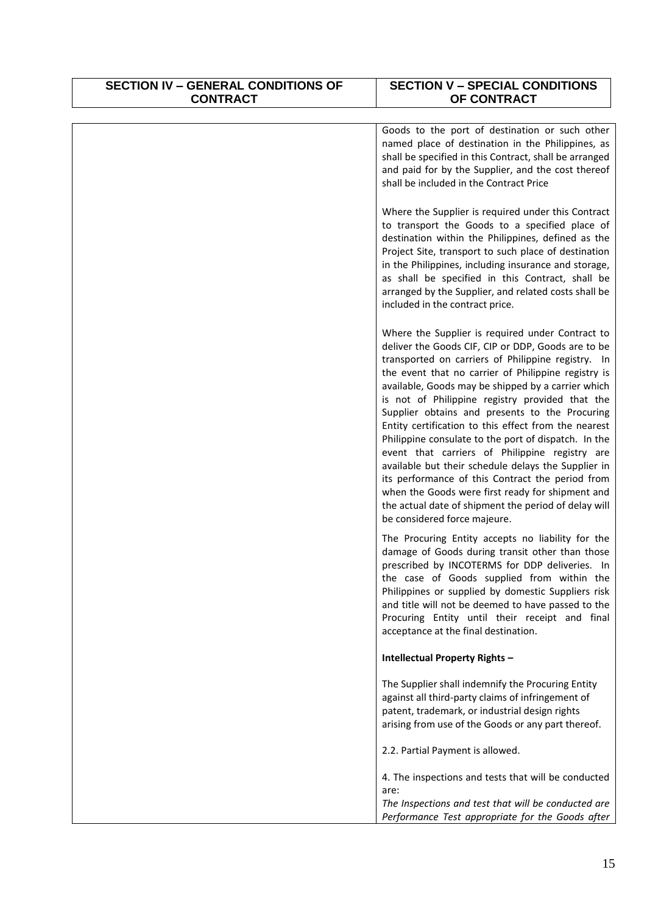| SECTION IV – GENERAL CONDITIONS OF CONTRACT | SECTION V – SPECIAL CONDITIONS OF CONTRACT |
|---|---|
| | Goods to the port of destination or such other named place of destination in the Philippines, as shall be specified in this Contract, shall be arranged and paid for by the Supplier, and the cost thereof shall be included in the Contract Price<br><br>Where the Supplier is required under this Contract to transport the Goods to a specified place of destination within the Philippines, defined as the Project Site, transport to such place of destination in the Philippines, including insurance and storage, as shall be specified in this Contract, shall be arranged by the Supplier, and related costs shall be included in the contract price.<br><br>Where the Supplier is required under Contract to deliver the Goods CIF, CIP or DDP, Goods are to be transported on carriers of Philippine registry. In the event that no carrier of Philippine registry is available, Goods may be shipped by a carrier which is not of Philippine registry provided that the Supplier obtains and presents to the Procuring Entity certification to this effect from the nearest Philippine consulate to the port of dispatch. In the event that carriers of Philippine registry are available but their schedule delays the Supplier in its performance of this Contract the period from when the Goods were first ready for shipment and the actual date of shipment the period of delay will be considered force majeure.<br><br>The Procuring Entity accepts no liability for the damage of Goods during transit other than those prescribed by INCOTERMS for DDP deliveries. In the case of Goods supplied from within the Philippines or supplied by domestic Suppliers risk and title will not be deemed to have passed to the Procuring Entity until their receipt and final acceptance at the final destination.<br><br>**Intellectual Property Rights –**<br><br>The Supplier shall indemnify the Procuring Entity against all third-party claims of infringement of patent, trademark, or industrial design rights arising from use of the Goods or any part thereof.<br><br>2.2. Partial Payment is allowed.<br><br>4. The inspections and tests that will be conducted are:<br>*The Inspections and test that will be conducted are Performance Test appropriate for the Goods after* |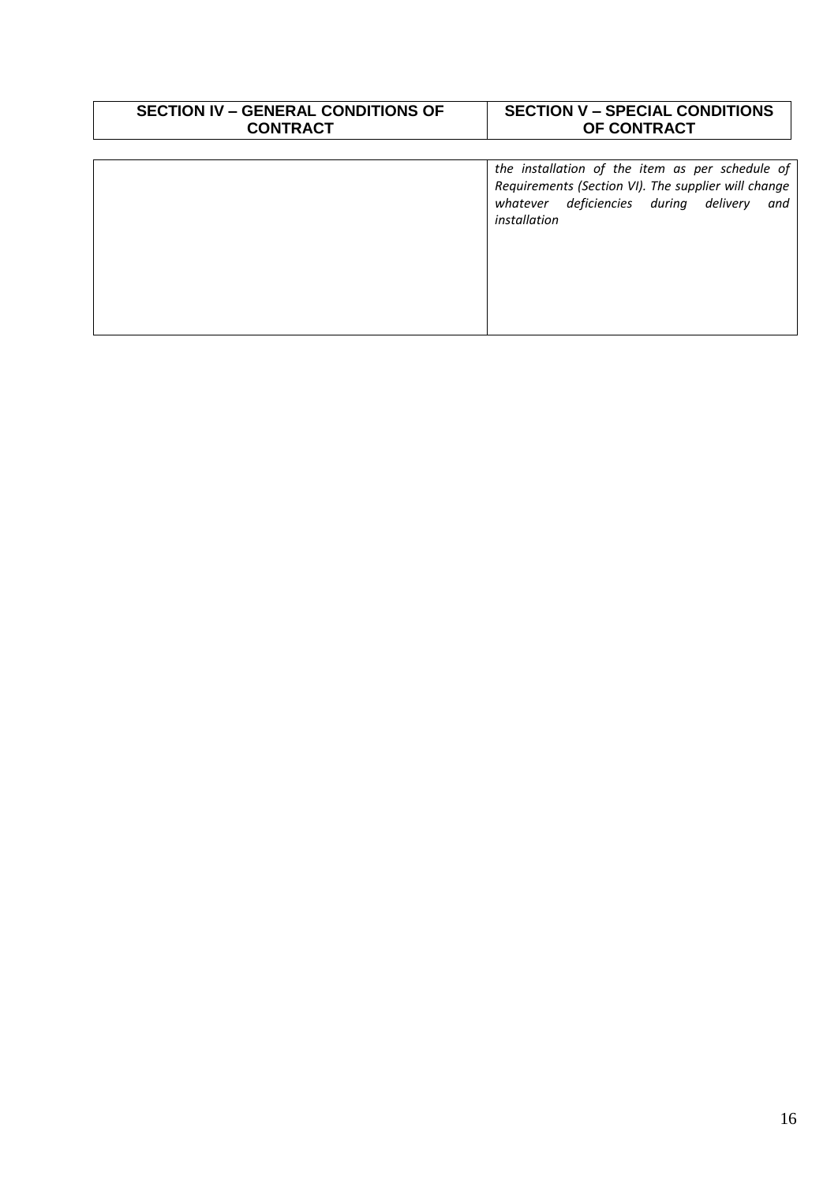| SECTION IV – GENERAL CONDITIONS OF CONTRACT | SECTION V – SPECIAL CONDITIONS OF CONTRACT |
| --- | --- |
| | *the installation of the item as per schedule of Requirements (Section VI). The supplier will change whatever deficiencies during delivery and installation* |